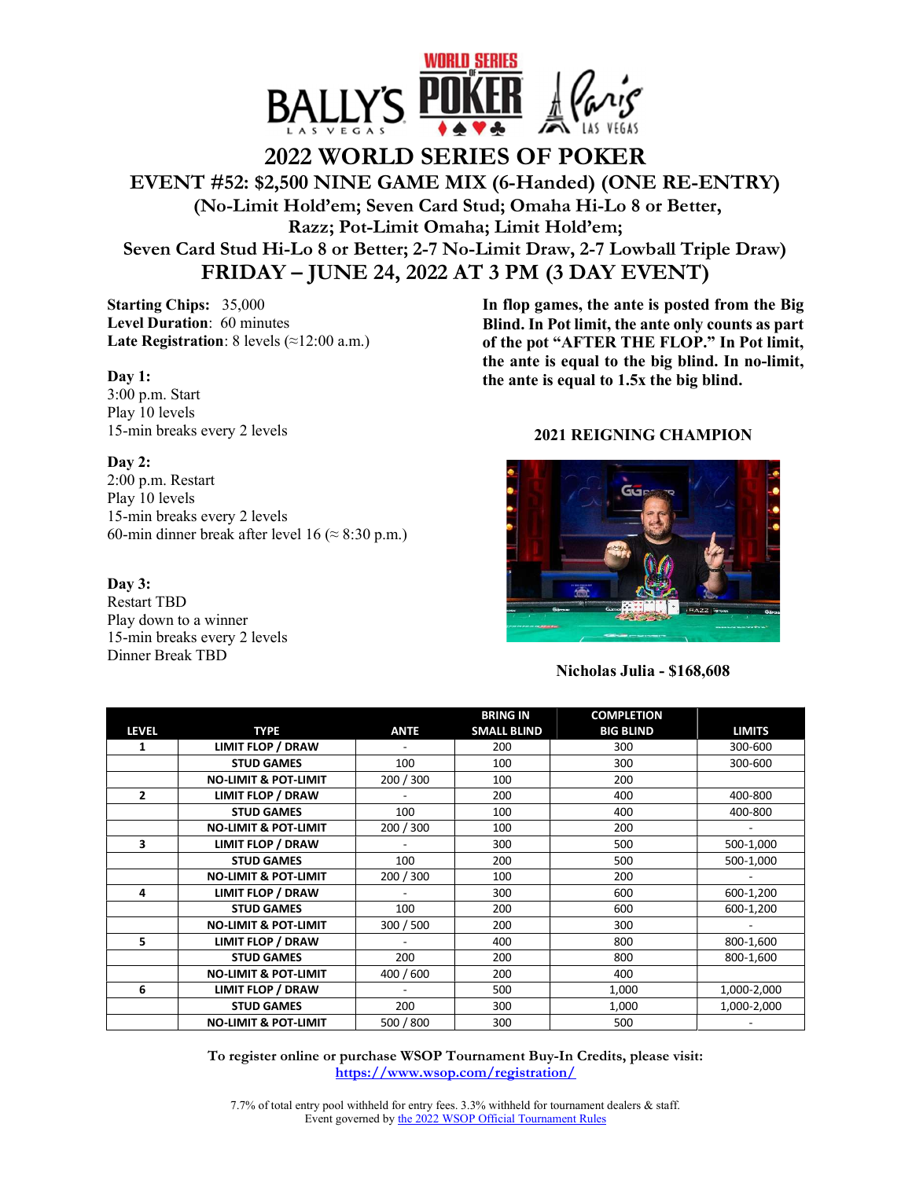# 2022 WORLD SERIES OF POKER

## EVENT #52: $2,500 NINE GAME MIX (6-Handed) (ONE RE-ENTRY)

### (No-Limit Hold'em; Seven Card Stud; Omaha Hi-Lo 8 or Better, Razz; Pot-Limit Omaha; Limit Hold'em; Seven Card Stud Hi-Lo 8 or Better; 2-7 No-Limit Draw, 2-7 Lowball Triple Draw)

## FRIDAY – JUNE 24, 2022 AT 3 PM (3 DAY EVENT)

**Starting Chips:** 35,000
**Level Duration**: 60 minutes
**Late Registration**: 8 levels (≈12:00 a.m.)

**Day 1:**
3:00 p.m. Start
Play 10 levels
15-min breaks every 2 levels

**Day 2:**
2:00 p.m. Restart
Play 10 levels
15-min breaks every 2 levels
60-min dinner break after level 16 (≈ 8:30 p.m.)

**Day 3:**
Restart TBD
Play down to a winner
15-min breaks every 2 levels
Dinner Break TBD

**In flop games, the ante is posted from the Big Blind. In Pot limit, the ante only counts as part of the pot "AFTER THE FLOP." In Pot limit, the ante is equal to the big blind. In no-limit, the ante is equal to 1.5x the big blind.**

**2021 REIGNING CHAMPION**

**Nicholas Julia - $168,608**

| LEVEL | TYPE | ANTE | BRING IN SMALL BLIND | COMPLETION BIG BLIND | LIMITS |
|---|---|---|---|---|---|
| 1 | LIMIT FLOP / DRAW | - | 200 | 300 | 300-600 |
| | STUD GAMES | 100 | 100 | 300 | 300-600 |
| | NO-LIMIT & POT-LIMIT | 200 / 300 | 100 | 200 | |
| 2 | LIMIT FLOP / DRAW | - | 200 | 400 | 400-800 |
| | STUD GAMES | 100 | 100 | 400 | 400-800 |
| | NO-LIMIT & POT-LIMIT | 200 / 300 | 100 | 200 | - |
| 3 | LIMIT FLOP / DRAW | - | 300 | 500 | 500-1,000 |
| | STUD GAMES | 100 | 200 | 500 | 500-1,000 |
| | NO-LIMIT & POT-LIMIT | 200 / 300 | 100 | 200 | - |
| 4 | LIMIT FLOP / DRAW | - | 300 | 600 | 600-1,200 |
| | STUD GAMES | 100 | 200 | 600 | 600-1,200 |
| | NO-LIMIT & POT-LIMIT | 300 / 500 | 200 | 300 | - |
| 5 | LIMIT FLOP / DRAW | - | 400 | 800 | 800-1,600 |
| | STUD GAMES | 200 | 200 | 800 | 800-1,600 |
| | NO-LIMIT & POT-LIMIT | 400 / 600 | 200 | 400 | |
| 6 | LIMIT FLOP / DRAW | - | 500 | 1,000 | 1,000-2,000 |
| | STUD GAMES | 200 | 300 | 1,000 | 1,000-2,000 |
| | NO-LIMIT & POT-LIMIT | 500 / 800 | 300 | 500 | - |

**To register online or purchase WSOP Tournament Buy-In Credits, please visit:**
**https://www.wsop.com/registration/**

7.7% of total entry pool withheld for entry fees. 3.3% withheld for tournament dealers & staff.
Event governed by the 2022 WSOP Official Tournament Rules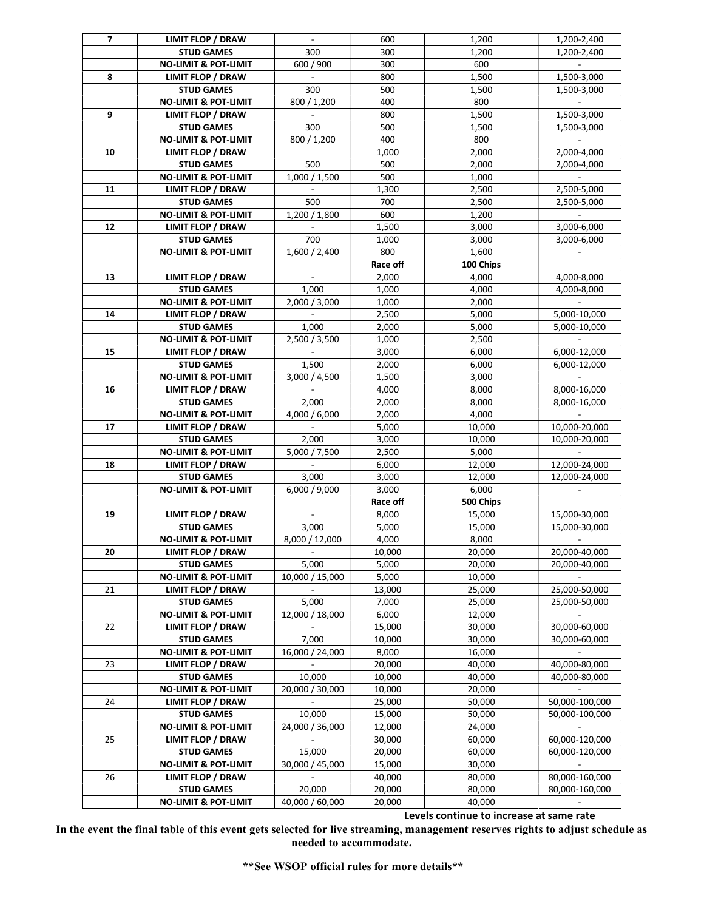| | | | | | |
|---|---|---|---|---|---|
| **7** | **LIMIT FLOP / DRAW** | - | 600 | 1,200 | 1,200-2,400 |
| | **STUD GAMES** | 300 | 300 | 1,200 | 1,200-2,400 |
| | **NO-LIMIT & POT-LIMIT** | 600 / 900 | 300 | 600 | - |
| **8** | **LIMIT FLOP / DRAW** | - | 800 | 1,500 | 1,500-3,000 |
| | **STUD GAMES** | 300 | 500 | 1,500 | 1,500-3,000 |
| | **NO-LIMIT & POT-LIMIT** | 800 / 1,200 | 400 | 800 | - |
| **9** | **LIMIT FLOP / DRAW** | - | 800 | 1,500 | 1,500-3,000 |
| | **STUD GAMES** | 300 | 500 | 1,500 | 1,500-3,000 |
| | **NO-LIMIT & POT-LIMIT** | 800 / 1,200 | 400 | 800 | - |
| **10** | **LIMIT FLOP / DRAW** | | 1,000 | 2,000 | 2,000-4,000 |
| | **STUD GAMES** | 500 | 500 | 2,000 | 2,000-4,000 |
| | **NO-LIMIT & POT-LIMIT** | 1,000 / 1,500 | 500 | 1,000 | - |
| **11** | **LIMIT FLOP / DRAW** | - | 1,300 | 2,500 | 2,500-5,000 |
| | **STUD GAMES** | 500 | 700 | 2,500 | 2,500-5,000 |
| | **NO-LIMIT & POT-LIMIT** | 1,200 / 1,800 | 600 | 1,200 | - |
| **12** | **LIMIT FLOP / DRAW** | - | 1,500 | 3,000 | 3,000-6,000 |
| | **STUD GAMES** | 700 | 1,000 | 3,000 | 3,000-6,000 |
| | **NO-LIMIT & POT-LIMIT** | 1,600 / 2,400 | 800 | 1,600 | - |
| | | | **Race off** | **100 Chips** | |
| **13** | **LIMIT FLOP / DRAW** | - | 2,000 | 4,000 | 4,000-8,000 |
| | **STUD GAMES** | 1,000 | 1,000 | 4,000 | 4,000-8,000 |
| | **NO-LIMIT & POT-LIMIT** | 2,000 / 3,000 | 1,000 | 2,000 | - |
| **14** | **LIMIT FLOP / DRAW** | - | 2,500 | 5,000 | 5,000-10,000 |
| | **STUD GAMES** | 1,000 | 2,000 | 5,000 | 5,000-10,000 |
| | **NO-LIMIT & POT-LIMIT** | 2,500 / 3,500 | 1,000 | 2,500 | - |
| **15** | **LIMIT FLOP / DRAW** | - | 3,000 | 6,000 | 6,000-12,000 |
| | **STUD GAMES** | 1,500 | 2,000 | 6,000 | 6,000-12,000 |
| | **NO-LIMIT & POT-LIMIT** | 3,000 / 4,500 | 1,500 | 3,000 | - |
| **16** | **LIMIT FLOP / DRAW** | - | 4,000 | 8,000 | 8,000-16,000 |
| | **STUD GAMES** | 2,000 | 2,000 | 8,000 | 8,000-16,000 |
| | **NO-LIMIT & POT-LIMIT** | 4,000 / 6,000 | 2,000 | 4,000 | - |
| **17** | **LIMIT FLOP / DRAW** | - | 5,000 | 10,000 | 10,000-20,000 |
| | **STUD GAMES** | 2,000 | 3,000 | 10,000 | 10,000-20,000 |
| | **NO-LIMIT & POT-LIMIT** | 5,000 / 7,500 | 2,500 | 5,000 | - |
| **18** | **LIMIT FLOP / DRAW** | - | 6,000 | 12,000 | 12,000-24,000 |
| | **STUD GAMES** | 3,000 | 3,000 | 12,000 | 12,000-24,000 |
| | **NO-LIMIT & POT-LIMIT** | 6,000 / 9,000 | 3,000 | 6,000 | - |
| | | | **Race off** | **500 Chips** | |
| **19** | **LIMIT FLOP / DRAW** | - | 8,000 | 15,000 | 15,000-30,000 |
| | **STUD GAMES** | 3,000 | 5,000 | 15,000 | 15,000-30,000 |
| | **NO-LIMIT & POT-LIMIT** | 8,000 / 12,000 | 4,000 | 8,000 | - |
| **20** | **LIMIT FLOP / DRAW** | - | 10,000 | 20,000 | 20,000-40,000 |
| | **STUD GAMES** | 5,000 | 5,000 | 20,000 | 20,000-40,000 |
| | **NO-LIMIT & POT-LIMIT** | 10,000 / 15,000 | 5,000 | 10,000 | - |
| 21 | **LIMIT FLOP / DRAW** | - | 13,000 | 25,000 | 25,000-50,000 |
| | **STUD GAMES** | 5,000 | 7,000 | 25,000 | 25,000-50,000 |
| | **NO-LIMIT & POT-LIMIT** | 12,000 / 18,000 | 6,000 | 12,000 | - |
| 22 | **LIMIT FLOP / DRAW** | - | 15,000 | 30,000 | 30,000-60,000 |
| | **STUD GAMES** | 7,000 | 10,000 | 30,000 | 30,000-60,000 |
| | **NO-LIMIT & POT-LIMIT** | 16,000 / 24,000 | 8,000 | 16,000 | - |
| 23 | **LIMIT FLOP / DRAW** | - | 20,000 | 40,000 | 40,000-80,000 |
| | **STUD GAMES** | 10,000 | 10,000 | 40,000 | 40,000-80,000 |
| | **NO-LIMIT & POT-LIMIT** | 20,000 / 30,000 | 10,000 | 20,000 | - |
| 24 | **LIMIT FLOP / DRAW** | - | 25,000 | 50,000 | 50,000-100,000 |
| | **STUD GAMES** | 10,000 | 15,000 | 50,000 | 50,000-100,000 |
| | **NO-LIMIT & POT-LIMIT** | 24,000 / 36,000 | 12,000 | 24,000 | - |
| 25 | **LIMIT FLOP / DRAW** | - | 30,000 | 60,000 | 60,000-120,000 |
| | **STUD GAMES** | 15,000 | 20,000 | 60,000 | 60,000-120,000 |
| | **NO-LIMIT & POT-LIMIT** | 30,000 / 45,000 | 15,000 | 30,000 | - |
| 26 | **LIMIT FLOP / DRAW** | - | 40,000 | 80,000 | 80,000-160,000 |
| | **STUD GAMES** | 20,000 | 20,000 | 80,000 | 80,000-160,000 |
| | **NO-LIMIT & POT-LIMIT** | 40,000 / 60,000 | 20,000 | 40,000 | - |

**Levels continue to increase at same rate**

**In the event the final table of this event gets selected for live streaming, management reserves rights to adjust schedule as needed to accommodate.**

****See WSOP official rules for more details****